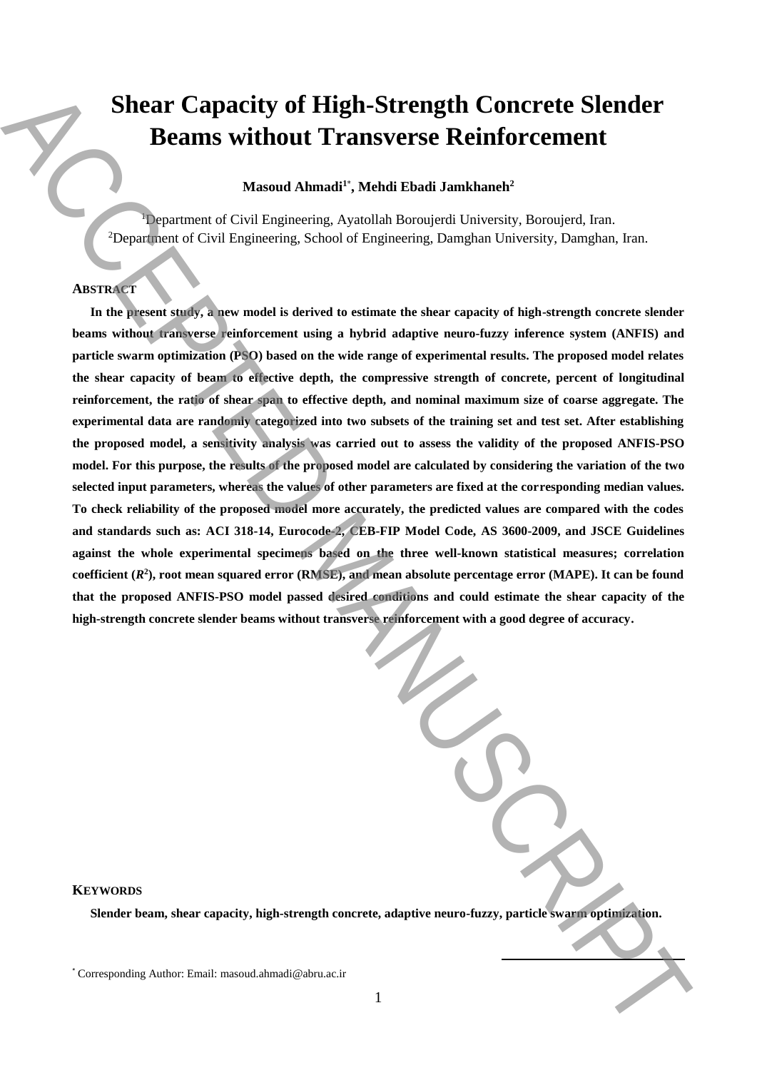# Shear Capacity of High-Strength Concrete Slender Beams without Transverse Reinforcement

**Masoud Ahmadi[1*], Mehdi Ebadi Jamkhaneh[2]**

[1]Department of Civil Engineering, Ayatollah Boroujerdi University, Boroujerd, Iran.
[2]Department of Civil Engineering, School of Engineering, Damghan University, Damghan, Iran.

## ABSTRACT

**In the present study, a new model is derived to estimate the shear capacity of high-strength concrete slender beams without transverse reinforcement using a hybrid adaptive neuro-fuzzy inference system (ANFIS) and particle swarm optimization (PSO) based on the wide range of experimental results. The proposed model relates the shear capacity of beam to effective depth, the compressive strength of concrete, percent of longitudinal reinforcement, the ratio of shear span to effective depth, and nominal maximum size of coarse aggregate. The experimental data are randomly categorized into two subsets of the training set and test set. After establishing the proposed model, a sensitivity analysis was carried out to assess the validity of the proposed ANFIS-PSO model. For this purpose, the results of the proposed model are calculated by considering the variation of the two selected input parameters, whereas the values of other parameters are fixed at the corresponding median values. To check reliability of the proposed model more accurately, the predicted values are compared with the codes and standards such as: ACI 318-14, Eurocode-2, CEB-FIP Model Code, AS 3600-2009, and JSCE Guidelines against the whole experimental specimens based on the three well-known statistical measures; correlation coefficient ($R^2$), root mean squared error (RMSE), and mean absolute percentage error (MAPE). It can be found that the proposed ANFIS-PSO model passed desired conditions and could estimate the shear capacity of the high-strength concrete slender beams without transverse reinforcement with a good degree of accuracy.**

## KEYWORDS

**Slender beam, shear capacity, high-strength concrete, adaptive neuro-fuzzy, particle swarm optimization.**

[*] Corresponding Author: Email: masoud.ahmadi@abru.ac.ir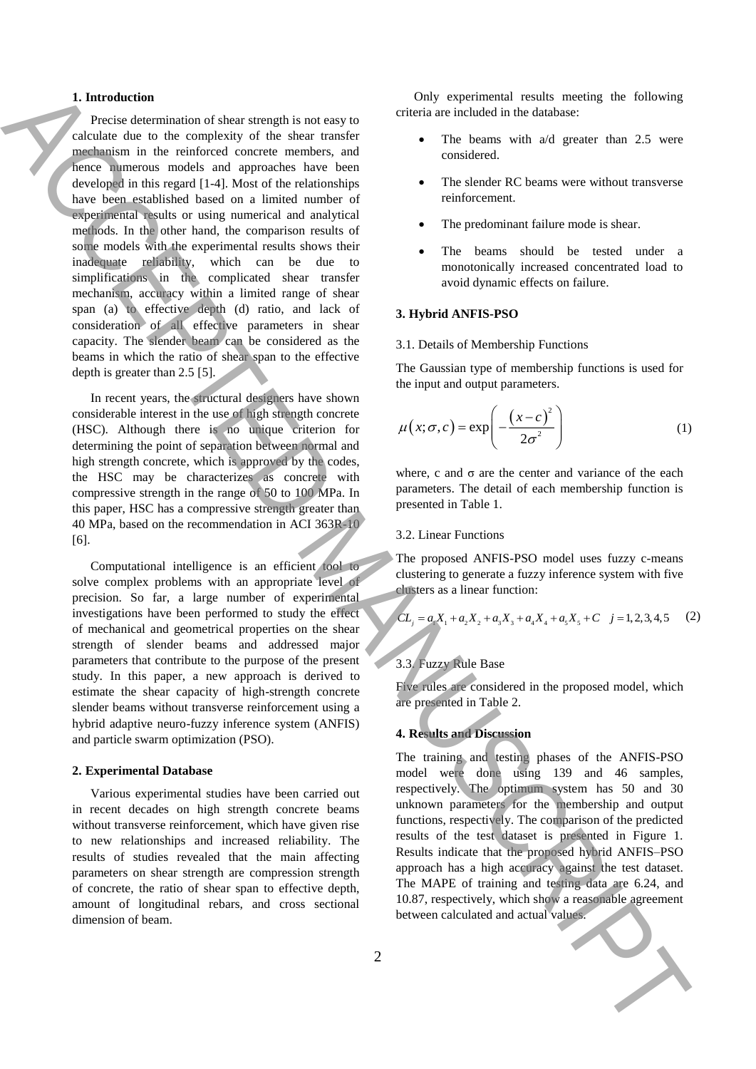## 1. Introduction

Precise determination of shear strength is not easy to calculate due to the complexity of the shear transfer mechanism in the reinforced concrete members, and hence numerous models and approaches have been developed in this regard [1-4]. Most of the relationships have been established based on a limited number of experimental results or using numerical and analytical methods. In the other hand, the comparison results of some models with the experimental results shows their inadequate reliability, which can be due to simplifications in the complicated shear transfer mechanism, accuracy within a limited range of shear span (a) to effective depth (d) ratio, and lack of consideration of all effective parameters in shear capacity. The slender beam can be considered as the beams in which the ratio of shear span to the effective depth is greater than 2.5 [5].

In recent years, the structural designers have shown considerable interest in the use of high strength concrete (HSC). Although there is no unique criterion for determining the point of separation between normal and high strength concrete, which is approved by the codes, the HSC may be characterizes as concrete with compressive strength in the range of 50 to 100 MPa. In this paper, HSC has a compressive strength greater than 40 MPa, based on the recommendation in ACI 363R-10 [6].

Computational intelligence is an efficient tool to solve complex problems with an appropriate level of precision. So far, a large number of experimental investigations have been performed to study the effect of mechanical and geometrical properties on the shear strength of slender beams and addressed major parameters that contribute to the purpose of the present study. In this paper, a new approach is derived to estimate the shear capacity of high-strength concrete slender beams without transverse reinforcement using a hybrid adaptive neuro-fuzzy inference system (ANFIS) and particle swarm optimization (PSO).

## 2. Experimental Database

Various experimental studies have been carried out in recent decades on high strength concrete beams without transverse reinforcement, which have given rise to new relationships and increased reliability. The results of studies revealed that the main affecting parameters on shear strength are compression strength of concrete, the ratio of shear span to effective depth, amount of longitudinal rebars, and cross sectional dimension of beam.

Only experimental results meeting the following criteria are included in the database:

- The beams with a/d greater than 2.5 were considered.
- The slender RC beams were without transverse reinforcement.
- The predominant failure mode is shear.
- The beams should be tested under a monotonically increased concentrated load to avoid dynamic effects on failure.

## 3. Hybrid ANFIS-PSO

### 3.1. Details of Membership Functions

The Gaussian type of membership functions is used for the input and output parameters.

$$\mu\left(x;\sigma,c\right)=\exp\left(-\frac{\left(x-c\right)^{2}}{2\sigma^{2}}\right) \tag{1}$$

where, c and σ are the center and variance of the each parameters. The detail of each membership function is presented in Table 1.

### 3.2. Linear Functions

The proposed ANFIS-PSO model uses fuzzy c-means clustering to generate a fuzzy inference system with five clusters as a linear function:

$$CL_j = a_1X_1 + a_2X_2 + a_3X_3 + a_4X_4 + a_5X_5 + C \quad j=1,2,3,4,5 \tag{2}$$

### 3.3. Fuzzy Rule Base

Five rules are considered in the proposed model, which are presented in Table 2.

## 4. Results and Discussion

The training and testing phases of the ANFIS-PSO model were done using 139 and 46 samples, respectively. The optimum system has 50 and 30 unknown parameters for the membership and output functions, respectively. The comparison of the predicted results of the test dataset is presented in Figure 1. Results indicate that the proposed hybrid ANFIS–PSO approach has a high accuracy against the test dataset. The MAPE of training and testing data are 6.24, and 10.87, respectively, which show a reasonable agreement between calculated and actual values.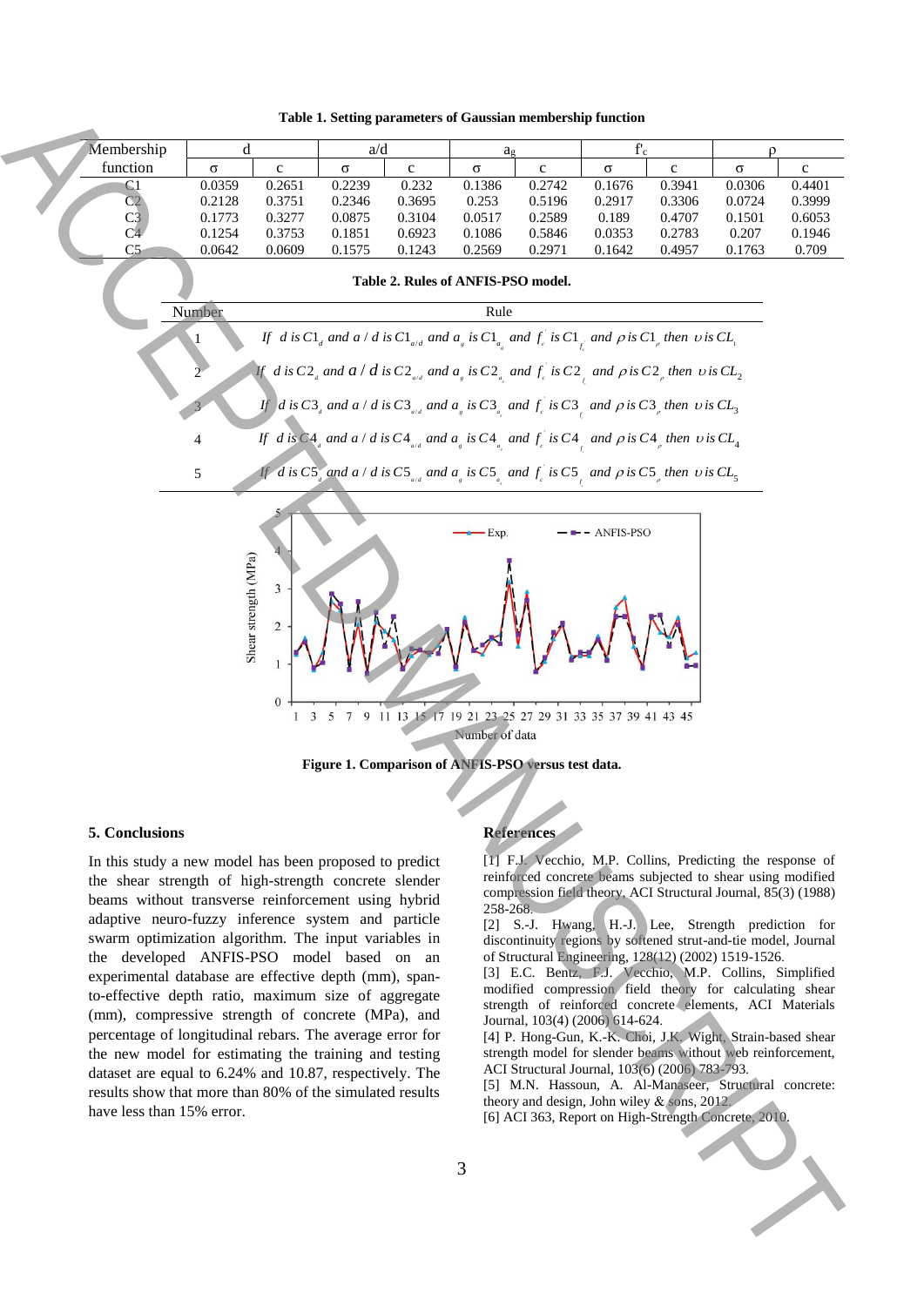**Table 1. Setting parameters of Gaussian membership function**

| Membership function | d | | a/d | | $a_g$ | | $f'_c$ | | ρ | |
|---|---|---|---|---|---|---|---|---|---|---|
| | σ | c | σ | c | σ | c | σ | c | σ | c |
| C1 | 0.0359 | 0.2651 | 0.2239 | 0.232 | 0.1386 | 0.2742 | 0.1676 | 0.3941 | 0.0306 | 0.4401 |
| C2 | 0.2128 | 0.3751 | 0.2346 | 0.3695 | 0.253 | 0.5196 | 0.2917 | 0.3306 | 0.0724 | 0.3999 |
| C3 | 0.1773 | 0.3277 | 0.0875 | 0.3104 | 0.0517 | 0.2589 | 0.189 | 0.4707 | 0.1501 | 0.6053 |
| C4 | 0.1254 | 0.3753 | 0.1851 | 0.6923 | 0.1086 | 0.5846 | 0.0353 | 0.2783 | 0.207 | 0.1946 |
| C5 | 0.0642 | 0.0609 | 0.1575 | 0.1243 | 0.2569 | 0.2971 | 0.1642 | 0.4957 | 0.1763 | 0.709 |

**Table 2. Rules of ANFIS-PSO model.**

| Number | Rule |
|---|---|
| 1 | $If\ d\ is\ C1_d\ and\ a/d\ is\ C1_{a/d}\ and\ a_g\ is\ C1_{a_g}\ and\ f_c'\ is\ C1_{f_c'}\ and\ \rho\ is\ C1_\rho\ then\ \upsilon\ is\ CL_1$ |
| 2 | $If\ d\ is\ C2_d\ and\ a/d\ is\ C2_{a/d}\ and\ a_g\ is\ C2_{a_g}\ and\ f_c'\ is\ C2_{f_c'}\ and\ \rho\ is\ C2_\rho\ then\ \upsilon\ is\ CL_2$ |
| 3 | $If\ d\ is\ C3_d\ and\ a/d\ is\ C3_{a/d}\ and\ a_g\ is\ C3_{a_g}\ and\ f_c'\ is\ C3_{f_c'}\ and\ \rho\ is\ C3_\rho\ then\ \upsilon\ is\ CL_3$ |
| 4 | $If\ d\ is\ C4_d\ and\ a/d\ is\ C4_{a/d}\ and\ a_g\ is\ C4_{a_g}\ and\ f_c'\ is\ C4_{f_c'}\ and\ \rho\ is\ C4_\rho\ then\ \upsilon\ is\ CL_4$ |
| 5 | $If\ d\ is\ C5_d\ and\ a/d\ is\ C5_{a/d}\ and\ a_g\ is\ C5_{a_g}\ and\ f_c'\ is\ C5_{f_c'}\ and\ \rho\ is\ C5_\rho\ then\ \upsilon\ is\ CL_5$ |

Shear strength (MPa)

Exp.

ANFIS-PSO

Number of data

**Figure 1. Comparison of ANFIS-PSO versus test data.**

## 5. Conclusions

In this study a new model has been proposed to predict the shear strength of high-strength concrete slender beams without transverse reinforcement using hybrid adaptive neuro-fuzzy inference system and particle swarm optimization algorithm. The input variables in the developed ANFIS-PSO model based on an experimental database are effective depth (mm), span-to-effective depth ratio, maximum size of aggregate (mm), compressive strength of concrete (MPa), and percentage of longitudinal rebars. The average error for the new model for estimating the training and testing dataset are equal to 6.24% and 10.87, respectively. The results show that more than 80% of the simulated results have less than 15% error.

## References

[1] F.J. Vecchio, M.P. Collins, Predicting the response of reinforced concrete beams subjected to shear using modified compression field theory, ACI Structural Journal, 85(3) (1988) 258-268.

[2] S.-J. Hwang, H.-J. Lee, Strength prediction for discontinuity regions by softened strut-and-tie model, Journal of Structural Engineering, 128(12) (2002) 1519-1526.

[3] E.C. Bentz, F.J. Vecchio, M.P. Collins, Simplified modified compression field theory for calculating shear strength of reinforced concrete elements, ACI Materials Journal, 103(4) (2006) 614-624.

[4] P. Hong-Gun, K.-K. Choi, J.K. Wight, Strain-based shear strength model for slender beams without web reinforcement, ACI Structural Journal, 103(6) (2006) 783-793.

[5] M.N. Hassoun, A. Al-Manaseer, Structural concrete: theory and design, John wiley & sons, 2012.

[6] ACI 363, Report on High-Strength Concrete, 2010.